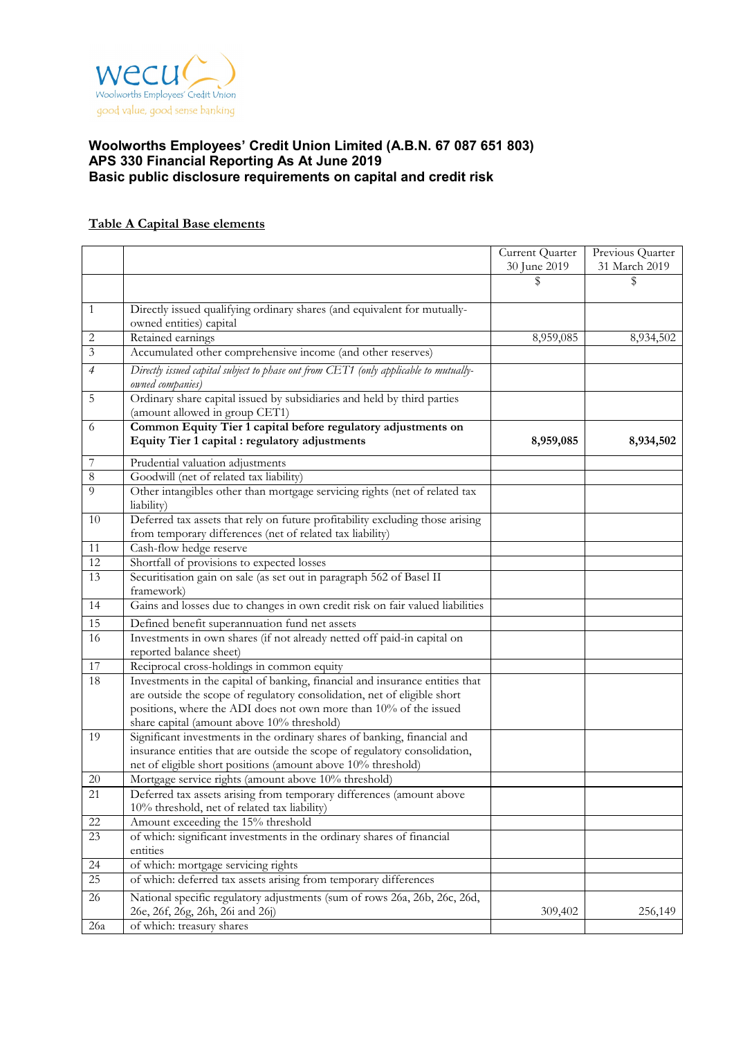wecu
Woolworths Employees' Credit Union
good value, good sense banking

# Woolworths Employees' Credit Union Limited (A.B.N. 67 087 651 803)
# APS 330 Financial Reporting As At June 2019
# Basic public disclosure requirements on capital and credit risk

## Table A Capital Base elements

| | | Current Quarter 30 June 2019 | Previous Quarter 31 March 2019 |
|---|---|---|---|
| | | $ | $ |
| 1 | Directly issued qualifying ordinary shares (and equivalent for mutually-owned entities) capital | | |
| 2 | Retained earnings | 8,959,085 | 8,934,502 |
| 3 | Accumulated other comprehensive income (and other reserves) | | |
| *4* | *Directly issued capital subject to phase out from CET1 (only applicable to mutually-owned companies)* | | |
| 5 | Ordinary share capital issued by subsidiaries and held by third parties (amount allowed in group CET1) | | |
| 6 | **Common Equity Tier 1 capital before regulatory adjustments on Equity Tier 1 capital : regulatory adjustments** | **8,959,085** | **8,934,502** |
| 7 | Prudential valuation adjustments | | |
| 8 | Goodwill (net of related tax liability) | | |
| 9 | Other intangibles other than mortgage servicing rights (net of related tax liability) | | |
| 10 | Deferred tax assets that rely on future profitability excluding those arising from temporary differences (net of related tax liability) | | |
| 11 | Cash-flow hedge reserve | | |
| 12 | Shortfall of provisions to expected losses | | |
| 13 | Securitisation gain on sale (as set out in paragraph 562 of Basel II framework) | | |
| 14 | Gains and losses due to changes in own credit risk on fair valued liabilities | | |
| 15 | Defined benefit superannuation fund net assets | | |
| 16 | Investments in own shares (if not already netted off paid-in capital on reported balance sheet) | | |
| 17 | Reciprocal cross-holdings in common equity | | |
| 18 | Investments in the capital of banking, financial and insurance entities that are outside the scope of regulatory consolidation, net of eligible short positions, where the ADI does not own more than 10% of the issued share capital (amount above 10% threshold) | | |
| 19 | Significant investments in the ordinary shares of banking, financial and insurance entities that are outside the scope of regulatory consolidation, net of eligible short positions (amount above 10% threshold) | | |
| 20 | Mortgage service rights (amount above 10% threshold) | | |
| 21 | Deferred tax assets arising from temporary differences (amount above 10% threshold, net of related tax liability) | | |
| 22 | Amount exceeding the 15% threshold | | |
| 23 | of which: significant investments in the ordinary shares of financial entities | | |
| 24 | of which: mortgage servicing rights | | |
| 25 | of which: deferred tax assets arising from temporary differences | | |
| 26 | National specific regulatory adjustments (sum of rows 26a, 26b, 26c, 26d, 26e, 26f, 26g, 26h, 26i and 26j) | 309,402 | 256,149 |
| 26a | of which: treasury shares | | |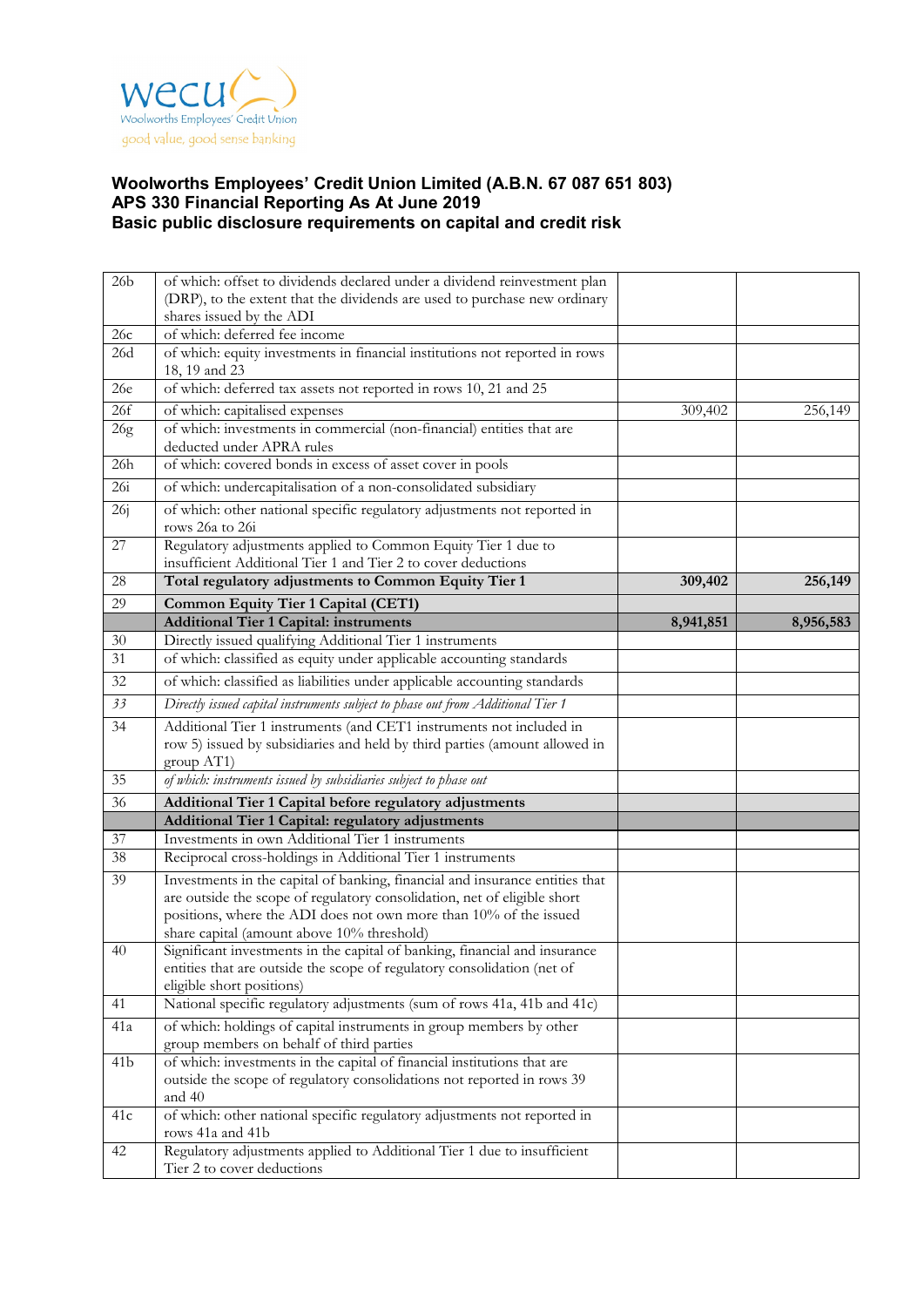wecu
Woolworths Employees' Credit Union
good value, good sense banking

**Woolworths Employees' Credit Union Limited (A.B.N. 67 087 651 803)**
**APS 330 Financial Reporting As At June 2019**
**Basic public disclosure requirements on capital and credit risk**

| | | | |
|---|---|---|---|
| 26b | of which: offset to dividends declared under a dividend reinvestment plan (DRP), to the extent that the dividends are used to purchase new ordinary shares issued by the ADI | | |
| 26c | of which: deferred fee income | | |
| 26d | of which: equity investments in financial institutions not reported in rows 18, 19 and 23 | | |
| 26e | of which: deferred tax assets not reported in rows 10, 21 and 25 | | |
| 26f | of which: capitalised expenses | 309,402 | 256,149 |
| 26g | of which: investments in commercial (non-financial) entities that are deducted under APRA rules | | |
| 26h | of which: covered bonds in excess of asset cover in pools | | |
| 26i | of which: undercapitalisation of a non-consolidated subsidiary | | |
| 26j | of which: other national specific regulatory adjustments not reported in rows 26a to 26i | | |
| 27 | Regulatory adjustments applied to Common Equity Tier 1 due to insufficient Additional Tier 1 and Tier 2 to cover deductions | | |
| 28 | **Total regulatory adjustments to Common Equity Tier 1** | **309,402** | **256,149** |
| 29 | **Common Equity Tier 1 Capital (CET1)** | | |
| | **Additional Tier 1 Capital: instruments** | **8,941,851** | **8,956,583** |
| 30 | Directly issued qualifying Additional Tier 1 instruments | | |
| 31 | of which: classified as equity under applicable accounting standards | | |
| 32 | of which: classified as liabilities under applicable accounting standards | | |
| *33* | *Directly issued capital instruments subject to phase out from Additional Tier 1* | | |
| 34 | Additional Tier 1 instruments (and CET1 instruments not included in row 5) issued by subsidiaries and held by third parties (amount allowed in group AT1) | | |
| 35 | *of which: instruments issued by subsidiaries subject to phase out* | | |
| 36 | **Additional Tier 1 Capital before regulatory adjustments** | | |
| | **Additional Tier 1 Capital: regulatory adjustments** | | |
| 37 | Investments in own Additional Tier 1 instruments | | |
| 38 | Reciprocal cross-holdings in Additional Tier 1 instruments | | |
| 39 | Investments in the capital of banking, financial and insurance entities that are outside the scope of regulatory consolidation, net of eligible short positions, where the ADI does not own more than 10% of the issued share capital (amount above 10% threshold) | | |
| 40 | Significant investments in the capital of banking, financial and insurance entities that are outside the scope of regulatory consolidation (net of eligible short positions) | | |
| 41 | National specific regulatory adjustments (sum of rows 41a, 41b and 41c) | | |
| 41a | of which: holdings of capital instruments in group members by other group members on behalf of third parties | | |
| 41b | of which: investments in the capital of financial institutions that are outside the scope of regulatory consolidations not reported in rows 39 and 40 | | |
| 41c | of which: other national specific regulatory adjustments not reported in rows 41a and 41b | | |
| 42 | Regulatory adjustments applied to Additional Tier 1 due to insufficient Tier 2 to cover deductions | | |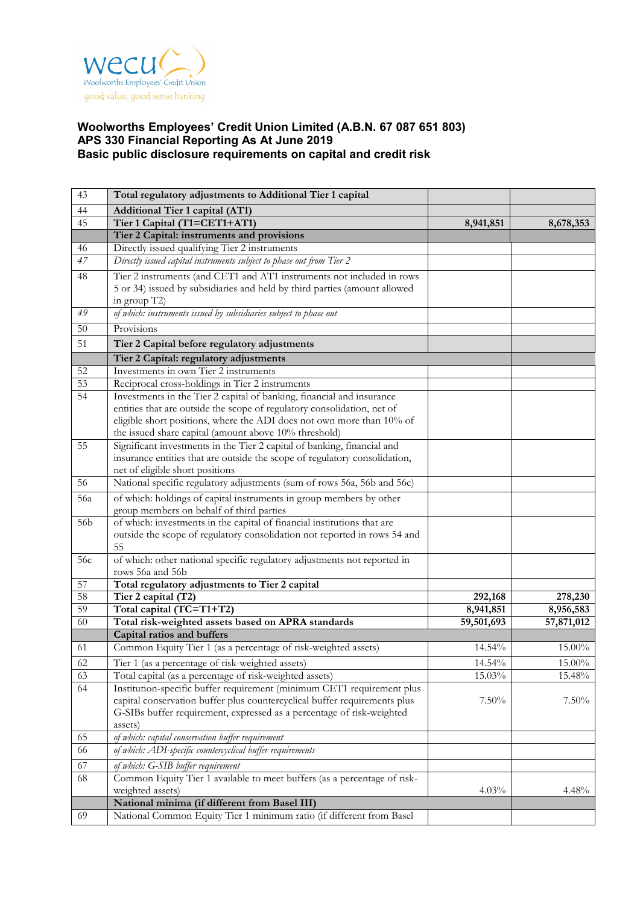wecu
Woolworths Employees' Credit Union
good value, good sense banking

**Woolworths Employees' Credit Union Limited (A.B.N. 67 087 651 803)**
**APS 330 Financial Reporting As At June 2019**
**Basic public disclosure requirements on capital and credit risk**

| | | | |
|---|---|---|---|
| 43 | **Total regulatory adjustments to Additional Tier 1 capital** | | |
| 44 | **Additional Tier 1 capital (AT1)** | | |
| 45 | **Tier 1 Capital (T1=CET1+AT1)** | **8,941,851** | **8,678,353** |
| | **Tier 2 Capital: instruments and provisions** | | |
| 46 | Directly issued qualifying Tier 2 instruments | | |
| *47* | *Directly issued capital instruments subject to phase out from Tier 2* | | |
| 48 | Tier 2 instruments (and CET1 and AT1 instruments not included in rows 5 or 34) issued by subsidiaries and held by third parties (amount allowed in group T2) | | |
| *49* | *of which: instruments issued by subsidiaries subject to phase out* | | |
| 50 | Provisions | | |
| 51 | **Tier 2 Capital before regulatory adjustments** | | |
| | **Tier 2 Capital: regulatory adjustments** | | |
| 52 | Investments in own Tier 2 instruments | | |
| 53 | Reciprocal cross-holdings in Tier 2 instruments | | |
| 54 | Investments in the Tier 2 capital of banking, financial and insurance entities that are outside the scope of regulatory consolidation, net of eligible short positions, where the ADI does not own more than 10% of the issued share capital (amount above 10% threshold) | | |
| 55 | Significant investments in the Tier 2 capital of banking, financial and insurance entities that are outside the scope of regulatory consolidation, net of eligible short positions | | |
| 56 | National specific regulatory adjustments (sum of rows 56a, 56b and 56c) | | |
| 56a | of which: holdings of capital instruments in group members by other group members on behalf of third parties | | |
| 56b | of which: investments in the capital of financial institutions that are outside the scope of regulatory consolidation not reported in rows 54 and 55 | | |
| 56c | of which: other national specific regulatory adjustments not reported in rows 56a and 56b | | |
| 57 | **Total regulatory adjustments to Tier 2 capital** | | |
| 58 | **Tier 2 capital (T2)** | **292,168** | **278,230** |
| 59 | **Total capital (TC=T1+T2)** | **8,941,851** | **8,956,583** |
| 60 | **Total risk-weighted assets based on APRA standards** | **59,501,693** | **57,871,012** |
| | **Capital ratios and buffers** | | |
| 61 | Common Equity Tier 1 (as a percentage of risk-weighted assets) | 14.54% | 15.00% |
| 62 | Tier 1 (as a percentage of risk-weighted assets) | 14.54% | 15.00% |
| 63 | Total capital (as a percentage of risk-weighted assets) | 15.03% | 15.48% |
| 64 | Institution-specific buffer requirement (minimum CET1 requirement plus capital conservation buffer plus countercyclical buffer requirements plus G-SIBs buffer requirement, expressed as a percentage of risk-weighted assets) | 7.50% | 7.50% |
| 65 | *of which: capital conservation buffer requirement* | | |
| 66 | *of which: ADI-specific countercyclical buffer requirements* | | |
| 67 | *of which: G-SIB buffer requirement* | | |
| 68 | Common Equity Tier 1 available to meet buffers (as a percentage of risk-weighted assets) | 4.03% | 4.48% |
| | **National minima (if different from Basel III)** | | |
| 69 | National Common Equity Tier 1 minimum ratio (if different from Basel | | |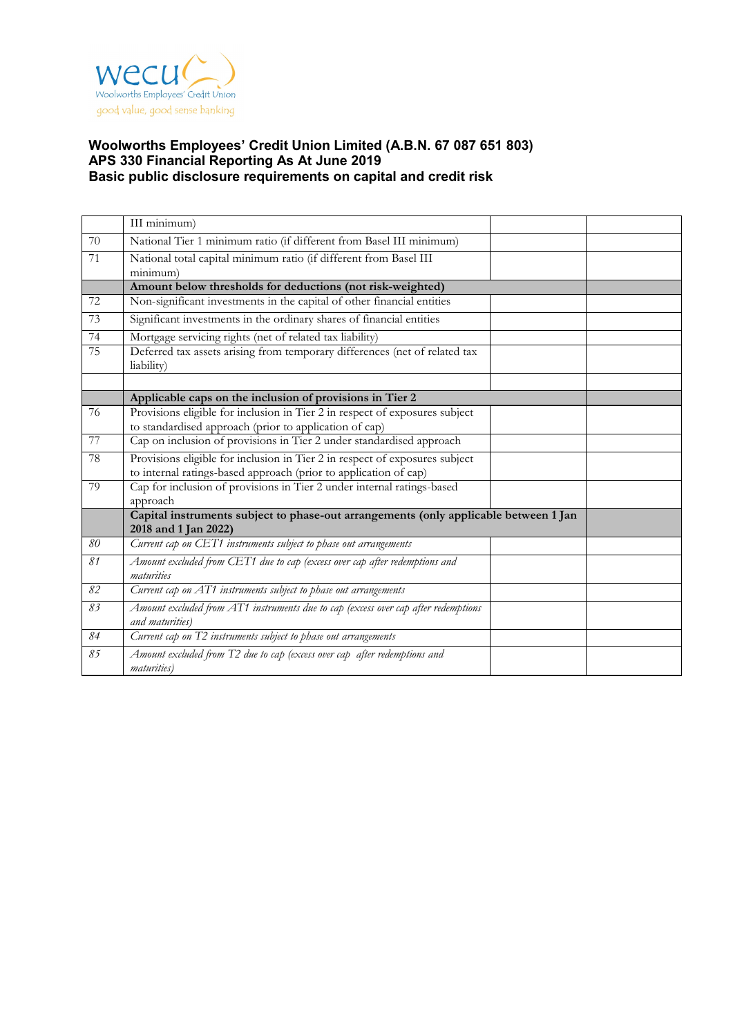wecu
Woolworths Employees' Credit Union
good value, good sense banking

**Woolworths Employees' Credit Union Limited (A.B.N. 67 087 651 803)**
**APS 330 Financial Reporting As At June 2019**
**Basic public disclosure requirements on capital and credit risk**

| | | | |
|---|---|---|---|
| | III minimum) | | |
| 70 | National Tier 1 minimum ratio (if different from Basel III minimum) | | |
| 71 | National total capital minimum ratio (if different from Basel III minimum) | | |
| | **Amount below thresholds for deductions (not risk-weighted)** | | |
| 72 | Non-significant investments in the capital of other financial entities | | |
| 73 | Significant investments in the ordinary shares of financial entities | | |
| 74 | Mortgage servicing rights (net of related tax liability) | | |
| 75 | Deferred tax assets arising from temporary differences (net of related tax liability) | | |
| | | | |
| | **Applicable caps on the inclusion of provisions in Tier 2** | | |
| 76 | Provisions eligible for inclusion in Tier 2 in respect of exposures subject to standardised approach (prior to application of cap) | | |
| 77 | Cap on inclusion of provisions in Tier 2 under standardised approach | | |
| 78 | Provisions eligible for inclusion in Tier 2 in respect of exposures subject to internal ratings-based approach (prior to application of cap) | | |
| 79 | Cap for inclusion of provisions in Tier 2 under internal ratings-based approach | | |
| | **Capital instruments subject to phase-out arrangements (only applicable between 1 Jan 2018 and 1 Jan 2022)** | | |
| *80* | *Current cap on CET1 instruments subject to phase out arrangements* | | |
| *81* | *Amount excluded from CET1 due to cap (excess over cap after redemptions and maturities* | | |
| *82* | *Current cap on AT1 instruments subject to phase out arrangements* | | |
| *83* | *Amount excluded from AT1 instruments due to cap (excess over cap after redemptions and maturities)* | | |
| *84* | *Current cap on T2 instruments subject to phase out arrangements* | | |
| *85* | *Amount excluded from T2 due to cap (excess over cap after redemptions and maturities)* | | |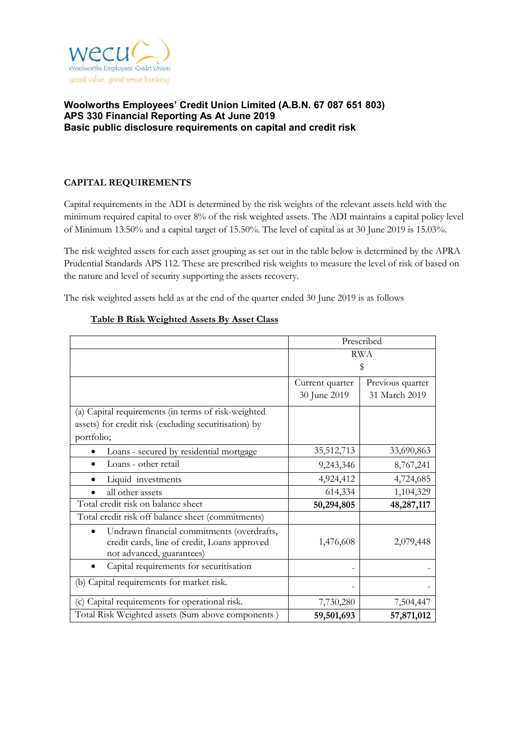wecu
Woolworths Employees' Credit Union
good value, good sense banking

**Woolworths Employees' Credit Union Limited (A.B.N. 67 087 651 803)**
**APS 330 Financial Reporting As At June 2019**
**Basic public disclosure requirements on capital and credit risk**

## CAPITAL REQUIREMENTS

Capital requirements in the ADI is determined by the risk weights of the relevant assets held with the minimum required capital to over 8% of the risk weighted assets. The ADI maintains a capital policy level of Minimum 13.50% and a capital target of 15.50%. The level of capital as at 30 June 2019 is 15.03%.

The risk weighted assets for each asset grouping as set out in the table below is determined by the APRA Prudential Standards APS 112. These are prescribed risk weights to measure the level of risk of based on the nature and level of security supporting the assets recovery.

The risk weighted assets held as at the end of the quarter ended 30 June 2019 is as follows

**Table B Risk Weighted Assets By Asset Class**

| | Prescribed RWA $ | |
|---|---|---|
| | Current quarter 30 June 2019 | Previous quarter 31 March 2019 |
| (a) Capital requirements (in terms of risk-weighted assets) for credit risk (excluding securitisation) by portfolio; | | |
| • Loans - secured by residential mortgage | 35,512,713 | 33,690,863 |
| • Loans - other retail | 9,243,346 | 8,767,241 |
| • Liquid investments | 4,924,412 | 4,724,685 |
| • all other assets | 614,334 | 1,104,329 |
| Total credit risk on balance sheet | **50,294,805** | **48,287,117** |
| Total credit risk off balance sheet (commitments) | | |
| • Undrawn financial commitments (overdrafts, credit cards, line of credit, Loans approved not advanced, guarantees) | 1,476,608 | 2,079,448 |
| • Capital requirements for securitisation | - | - |
| (b) Capital requirements for market risk. | - | - |
| (c) Capital requirements for operational risk. | 7,730,280 | 7,504,447 |
| Total Risk Weighted assets (Sum above components ) | **59,501,693** | **57,871,012** |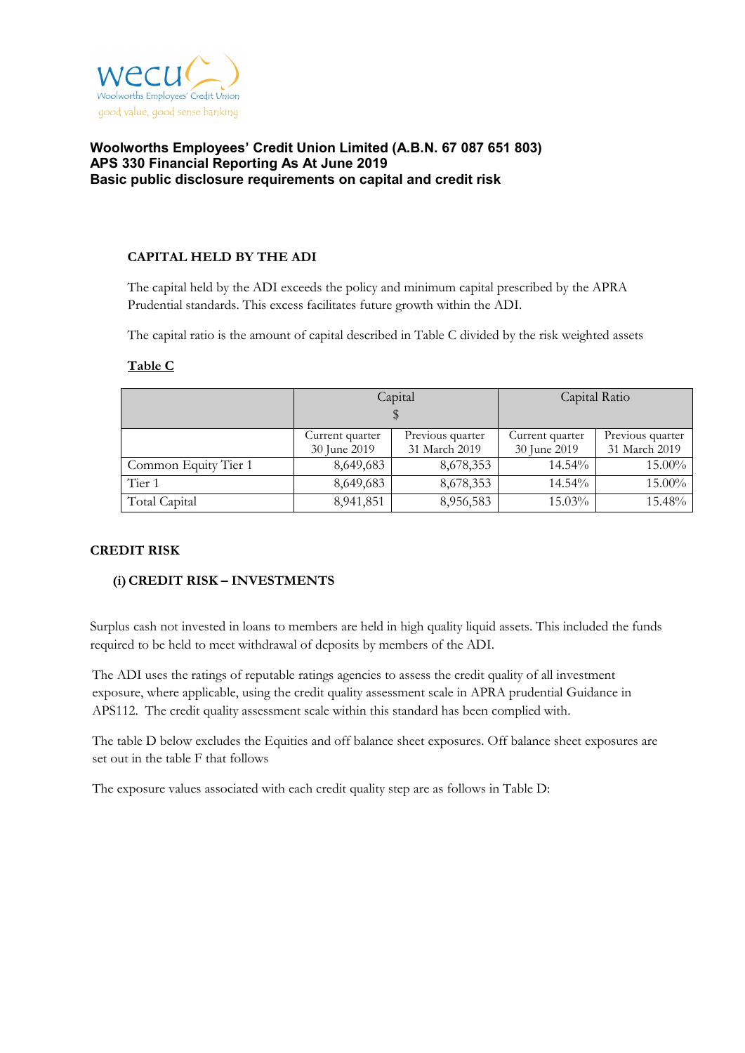wecu
Woolworths Employees' Credit Union
good value, good sense banking

**Woolworths Employees' Credit Union Limited (A.B.N. 67 087 651 803)**
**APS 330 Financial Reporting As At June 2019**
**Basic public disclosure requirements on capital and credit risk**

## CAPITAL HELD BY THE ADI

The capital held by the ADI exceeds the policy and minimum capital prescribed by the APRA Prudential standards. This excess facilitates future growth within the ADI.

The capital ratio is the amount of capital described in Table C divided by the risk weighted assets

**Table C**

| | Capital $ | | Capital Ratio | |
|---|---|---|---|---|
| | Current quarter 30 June 2019 | Previous quarter 31 March 2019 | Current quarter 30 June 2019 | Previous quarter 31 March 2019 |
| Common Equity Tier 1 | 8,649,683 | 8,678,353 | 14.54% | 15.00% |
| Tier 1 | 8,649,683 | 8,678,353 | 14.54% | 15.00% |
| Total Capital | 8,941,851 | 8,956,583 | 15.03% | 15.48% |

## CREDIT RISK

### (i) CREDIT RISK – INVESTMENTS

Surplus cash not invested in loans to members are held in high quality liquid assets. This included the funds required to be held to meet withdrawal of deposits by members of the ADI.

The ADI uses the ratings of reputable ratings agencies to assess the credit quality of all investment exposure, where applicable, using the credit quality assessment scale in APRA prudential Guidance in APS112. The credit quality assessment scale within this standard has been complied with.

The table D below excludes the Equities and off balance sheet exposures. Off balance sheet exposures are set out in the table F that follows

The exposure values associated with each credit quality step are as follows in Table D: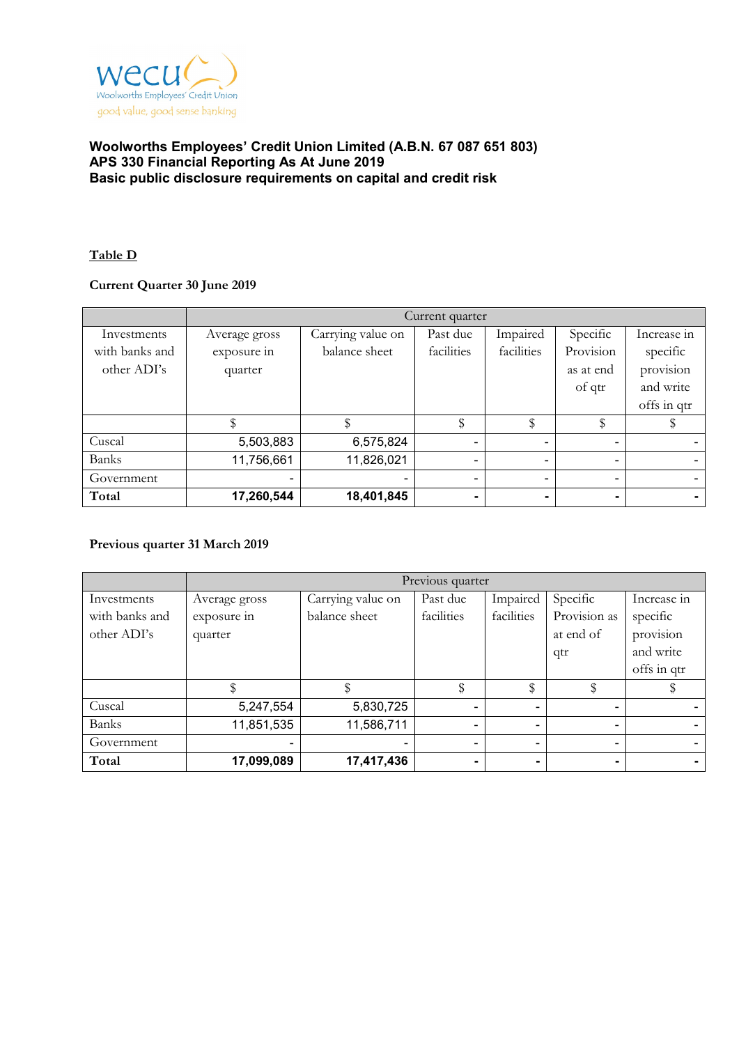**Woolworths Employees' Credit Union Limited (A.B.N. 67 087 651 803)**
**APS 330 Financial Reporting As At June 2019**
**Basic public disclosure requirements on capital and credit risk**

**Table D**

**Current Quarter 30 June 2019**

| | Current quarter | | | | | |
|---|---|---|---|---|---|---|
| Investments with banks and other ADI's | Average gross exposure in quarter | Carrying value on balance sheet | Past due facilities | Impaired facilities | Specific Provision as at end of qtr | Increase in specific provision and write offs in qtr |
| | $ | $ | $ | $ | $ | $ |
| Cuscal | 5,503,883 | 6,575,824 | - | - | - | - |
| Banks | 11,756,661 | 11,826,021 | - | - | - | - |
| Government | - | - | - | - | - | - |
| **Total** | **17,260,544** | **18,401,845** | **-** | **-** | **-** | **-** |

**Previous quarter 31 March 2019**

| | Previous quarter | | | | | |
|---|---|---|---|---|---|---|
| Investments with banks and other ADI's | Average gross exposure in quarter | Carrying value on balance sheet | Past due facilities | Impaired facilities | Specific Provision as at end of qtr | Increase in specific provision and write offs in qtr |
| | $ | $ | $ | $ | $ | $ |
| Cuscal | 5,247,554 | 5,830,725 | - | - | - | - |
| Banks | 11,851,535 | 11,586,711 | - | - | - | - |
| Government | - | - | - | - | - | - |
| **Total** | **17,099,089** | **17,417,436** | **-** | **-** | **-** | **-** |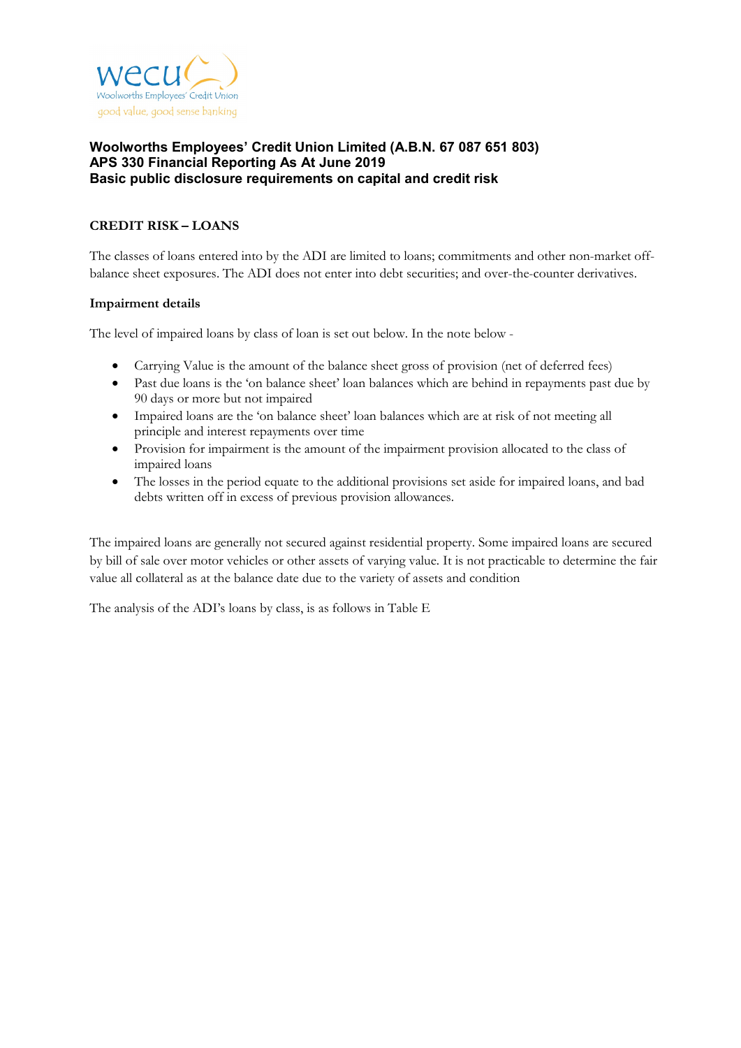**Woolworths Employees' Credit Union Limited (A.B.N. 67 087 651 803)**
**APS 330 Financial Reporting As At June 2019**
**Basic public disclosure requirements on capital and credit risk**

## CREDIT RISK – LOANS

The classes of loans entered into by the ADI are limited to loans; commitments and other non-market off-balance sheet exposures. The ADI does not enter into debt securities; and over-the-counter derivatives.

### Impairment details

The level of impaired loans by class of loan is set out below. In the note below -

- Carrying Value is the amount of the balance sheet gross of provision (net of deferred fees)
- Past due loans is the 'on balance sheet' loan balances which are behind in repayments past due by 90 days or more but not impaired
- Impaired loans are the 'on balance sheet' loan balances which are at risk of not meeting all principle and interest repayments over time
- Provision for impairment is the amount of the impairment provision allocated to the class of impaired loans
- The losses in the period equate to the additional provisions set aside for impaired loans, and bad debts written off in excess of previous provision allowances.

The impaired loans are generally not secured against residential property. Some impaired loans are secured by bill of sale over motor vehicles or other assets of varying value. It is not practicable to determine the fair value all collateral as at the balance date due to the variety of assets and condition

The analysis of the ADI's loans by class, is as follows in Table E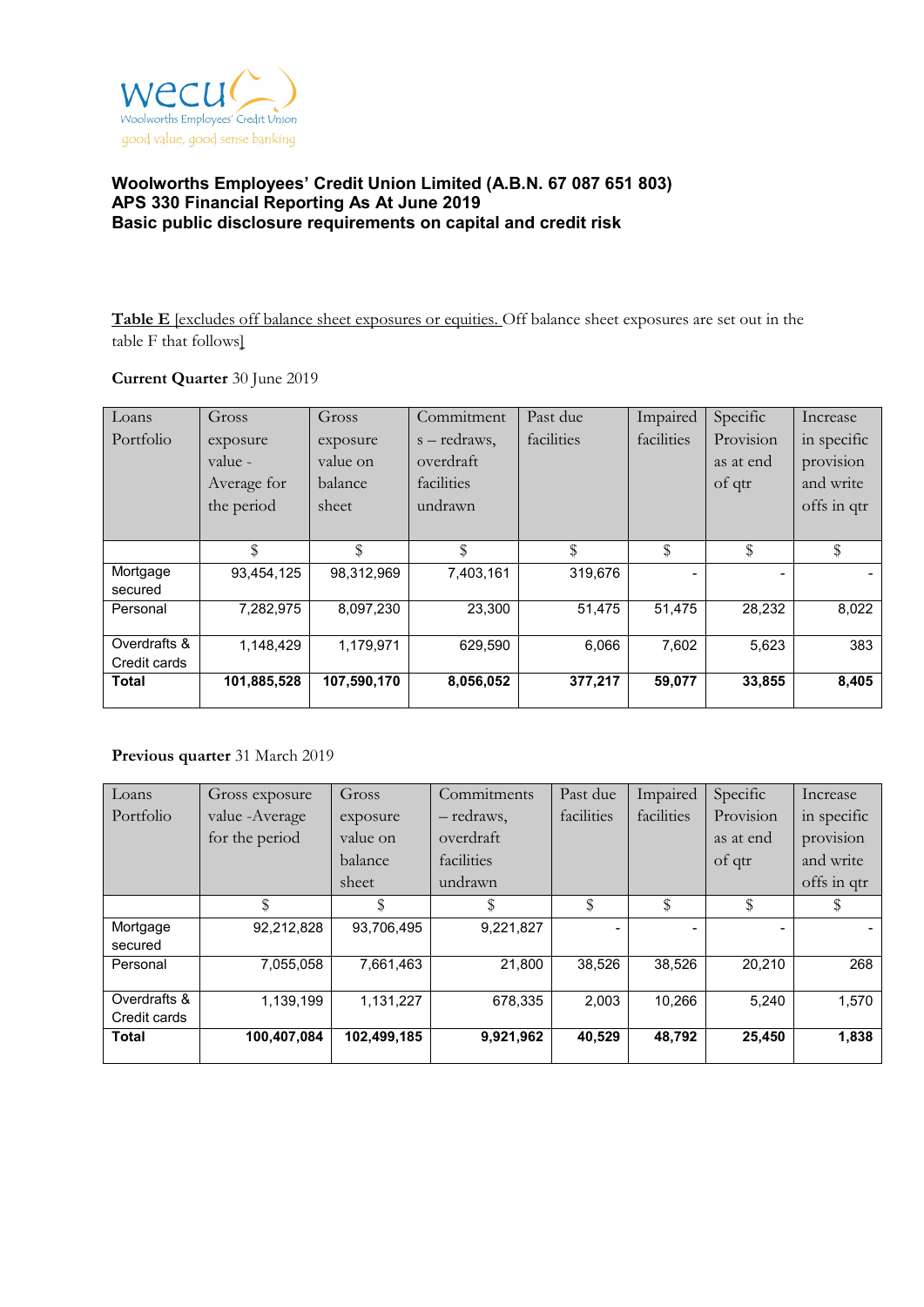**Woolworths Employees' Credit Union Limited (A.B.N. 67 087 651 803)**
**APS 330 Financial Reporting As At June 2019**
**Basic public disclosure requirements on capital and credit risk**

**Table E** [excludes off balance sheet exposures or equities. Off balance sheet exposures are set out in the table F that follows]

**Current Quarter** 30 June 2019

| Loans Portfolio | Gross exposure value - Average for the period | Gross exposure value on balance sheet | Commitments – redraws, overdraft facilities undrawn | Past due facilities | Impaired facilities | Specific Provision as at end of qtr | Increase in specific provision and write offs in qtr |
|---|---|---|---|---|---|---|---|
| | $ | $ | $ | $ | $ | $ | $ |
| Mortgage secured | 93,454,125 | 98,312,969 | 7,403,161 | 319,676 | - | - | - |
| Personal | 7,282,975 | 8,097,230 | 23,300 | 51,475 | 51,475 | 28,232 | 8,022 |
| Overdrafts & Credit cards | 1,148,429 | 1,179,971 | 629,590 | 6,066 | 7,602 | 5,623 | 383 |
| **Total** | **101,885,528** | **107,590,170** | **8,056,052** | **377,217** | **59,077** | **33,855** | **8,405** |

**Previous quarter** 31 March 2019

| Loans Portfolio | Gross exposure value -Average for the period | Gross exposure value on balance sheet | Commitments – redraws, overdraft facilities undrawn | Past due facilities | Impaired facilities | Specific Provision as at end of qtr | Increase in specific provision and write offs in qtr |
|---|---|---|---|---|---|---|---|
| | $ | $ | $ | $ | $ | $ | $ |
| Mortgage secured | 92,212,828 | 93,706,495 | 9,221,827 | - | - | - | - |
| Personal | 7,055,058 | 7,661,463 | 21,800 | 38,526 | 38,526 | 20,210 | 268 |
| Overdrafts & Credit cards | 1,139,199 | 1,131,227 | 678,335 | 2,003 | 10,266 | 5,240 | 1,570 |
| **Total** | **100,407,084** | **102,499,185** | **9,921,962** | **40,529** | **48,792** | **25,450** | **1,838** |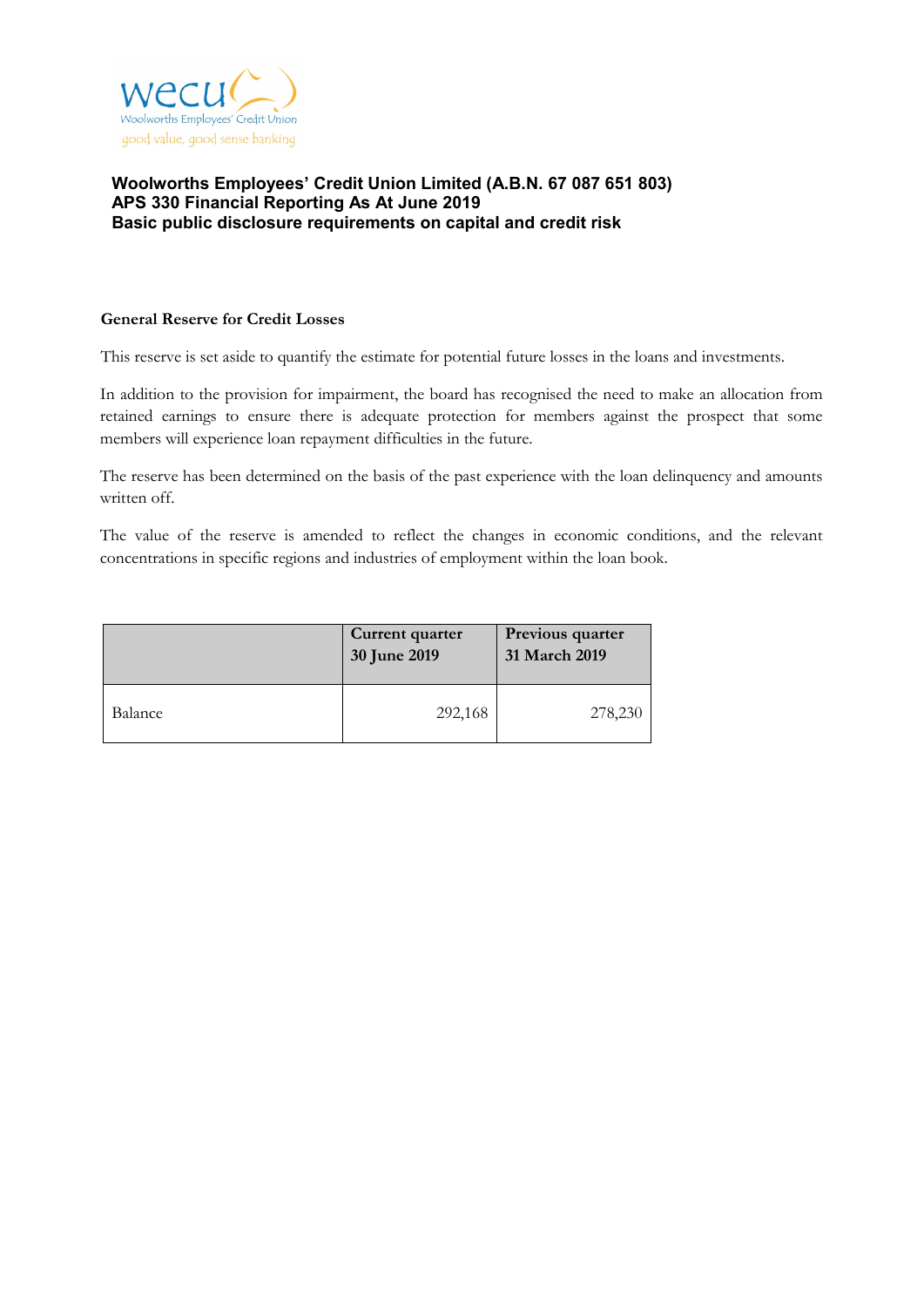**Woolworths Employees' Credit Union Limited (A.B.N. 67 087 651 803)**
**APS 330 Financial Reporting As At June 2019**
**Basic public disclosure requirements on capital and credit risk**

**General Reserve for Credit Losses**

This reserve is set aside to quantify the estimate for potential future losses in the loans and investments.

In addition to the provision for impairment, the board has recognised the need to make an allocation from retained earnings to ensure there is adequate protection for members against the prospect that some members will experience loan repayment difficulties in the future.

The reserve has been determined on the basis of the past experience with the loan delinquency and amounts written off.

The value of the reserve is amended to reflect the changes in economic conditions, and the relevant concentrations in specific regions and industries of employment within the loan book.

| | Current quarter 30 June 2019 | Previous quarter 31 March 2019 |
|---|---|---|
| Balance | 292,168 | 278,230 |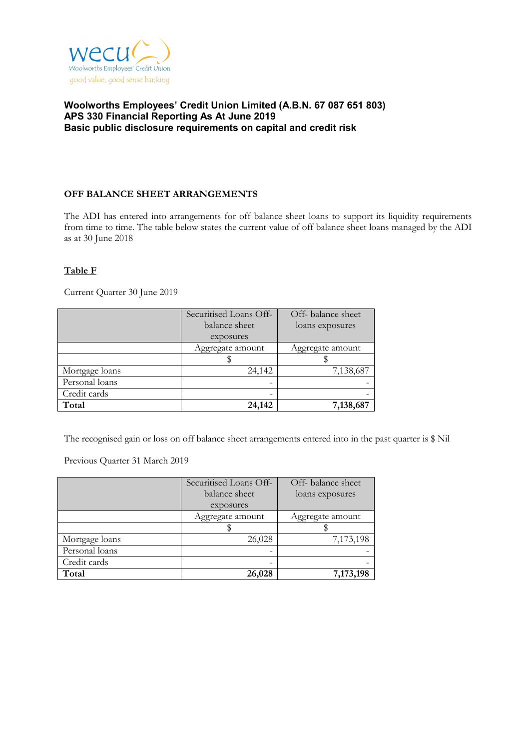**Woolworths Employees' Credit Union Limited (A.B.N. 67 087 651 803)**
**APS 330 Financial Reporting As At June 2019**
**Basic public disclosure requirements on capital and credit risk**

**OFF BALANCE SHEET ARRANGEMENTS**

The ADI has entered into arrangements for off balance sheet loans to support its liquidity requirements from time to time. The table below states the current value of off balance sheet loans managed by the ADI as at 30 June 2018

**Table F**

Current Quarter 30 June 2019

| | Securitised Loans Off-balance sheet exposures | Off- balance sheet loans exposures |
|---|---|---|
| | Aggregate amount | Aggregate amount |
| | $ | $ |
| Mortgage loans | 24,142 | 7,138,687 |
| Personal loans | - | - |
| Credit cards | - | - |
| **Total** | **24,142** | **7,138,687** |

The recognised gain or loss on off balance sheet arrangements entered into in the past quarter is $ Nil

Previous Quarter 31 March 2019

| | Securitised Loans Off-balance sheet exposures | Off- balance sheet loans exposures |
|---|---|---|
| | Aggregate amount | Aggregate amount |
| | $ | $ |
| Mortgage loans | 26,028 | 7,173,198 |
| Personal loans | - | - |
| Credit cards | - | - |
| **Total** | **26,028** | **7,173,198** |